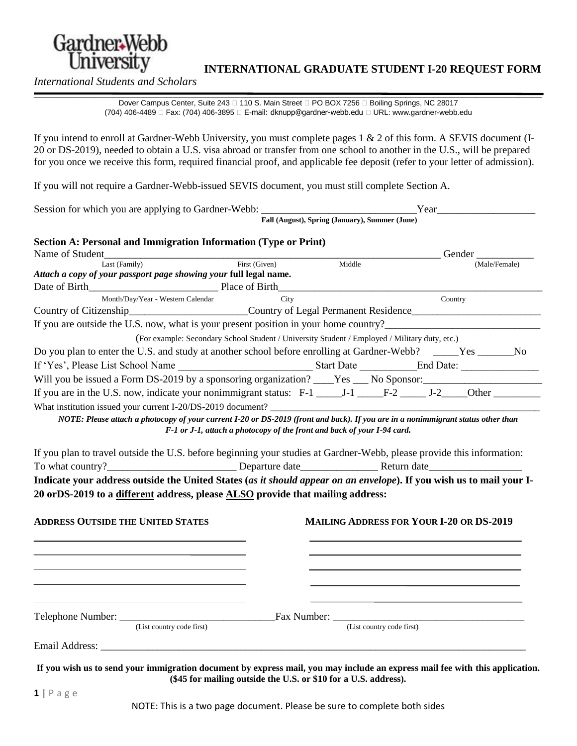Gardner-Webb University

*International Students and Scholars*

# INTERNATIONAL GRADUATE STUDENT I-20 REQUEST FORM

Dover Campus Center, Suite 243 □ 110 S. Main Street □ PO BOX 7256 □ Boiling Springs, NC 28017
(704) 406-4489 □ Fax: (704) 406-3895 □ E-mail: dknupp@gardner-webb.edu □ URL: www.gardner-webb.edu

If you intend to enroll at Gardner-Webb University, you must complete pages 1 & 2 of this form. A SEVIS document (I-20 or DS-2019), needed to obtain a U.S. visa abroad or transfer from one school to another in the U.S., will be prepared for you once we receive this form, required financial proof, and applicable fee deposit (refer to your letter of admission).

If you will not require a Gardner-Webb-issued SEVIS document, you must still complete Section A.

Session for which you are applying to Gardner-Webb: ______________________________ Year___________________
**Fall (August), Spring (January), Summer (June)**

### Section A: Personal and Immigration Information (Type or Print)

Name of Student______________________________________________________________________ Gender ___________
Last (Family) First (Given) Middle (Male/Female)

***Attach a copy of your passport page showing your* full legal name.**

Date of Birth_________________________ Place of Birth_____________________________________________________
Month/Day/Year - Western Calendar City Country

Country of Citizenship______________________Country of Legal Permanent Residence_________________________

If you are outside the U.S. now, what is your present position in your home country?______________________________

(For example: Secondary School Student / University Student / Employed / Military duty, etc.)

Do you plan to enter the U.S. and study at another school before enrolling at Gardner-Webb? _____Yes _______No

If 'Yes', Please List School Name __________________________ Start Date __________End Date: _______________

Will you be issued a Form DS-2019 by a sponsoring organization? ____Yes ___ No Sponsor:_______________________

If you are in the U.S. now, indicate your nonimmigrant status: F-1 _____J-1 _____F-2 _____ J-2_____Other _________

What institution issued your current I-20/DS-2019 document? __________________________________________________

***NOTE: Please attach a photocopy of your current I-20 or DS-2019 (front and back). If you are in a nonimmigrant status other than F-1 or J-1, attach a photocopy of the front and back of your I-94 card.***

If you plan to travel outside the U.S. before beginning your studies at Gardner-Webb, please provide this information:

To what country?_________________________ Departure date_______________ Return date__________________

**Indicate your address outside the United States (*as it should appear on an envelope*). If you wish us to mail your I-20 orDS-2019 to a <u>different</u> address, please <u>ALSO</u> provide that mailing address:**

| ADDRESS OUTSIDE THE UNITED STATES | MAILING ADDRESS FOR YOUR I-20 OR DS-2019 |
| --- | --- |
| ___________________________________ | ___________________________________ |
| ___________________________________ | ___________________________________ |
| ___________________________________ | ___________________________________ |
| ___________________________________ | ___________________________________ |
| ___________________________________ | ___________________________________ |

Telephone Number: ______________________________Fax Number: _____________________________________
(List country code first) (List country code first)

Email Address: ______________________________________________________________________________________

**If you wish us to send your immigration document by express mail, you may include an express mail fee with this application. ($45 for mailing outside the U.S. or $10 for a U.S. address).**

NOTE: This is a two page document. Please be sure to complete both sides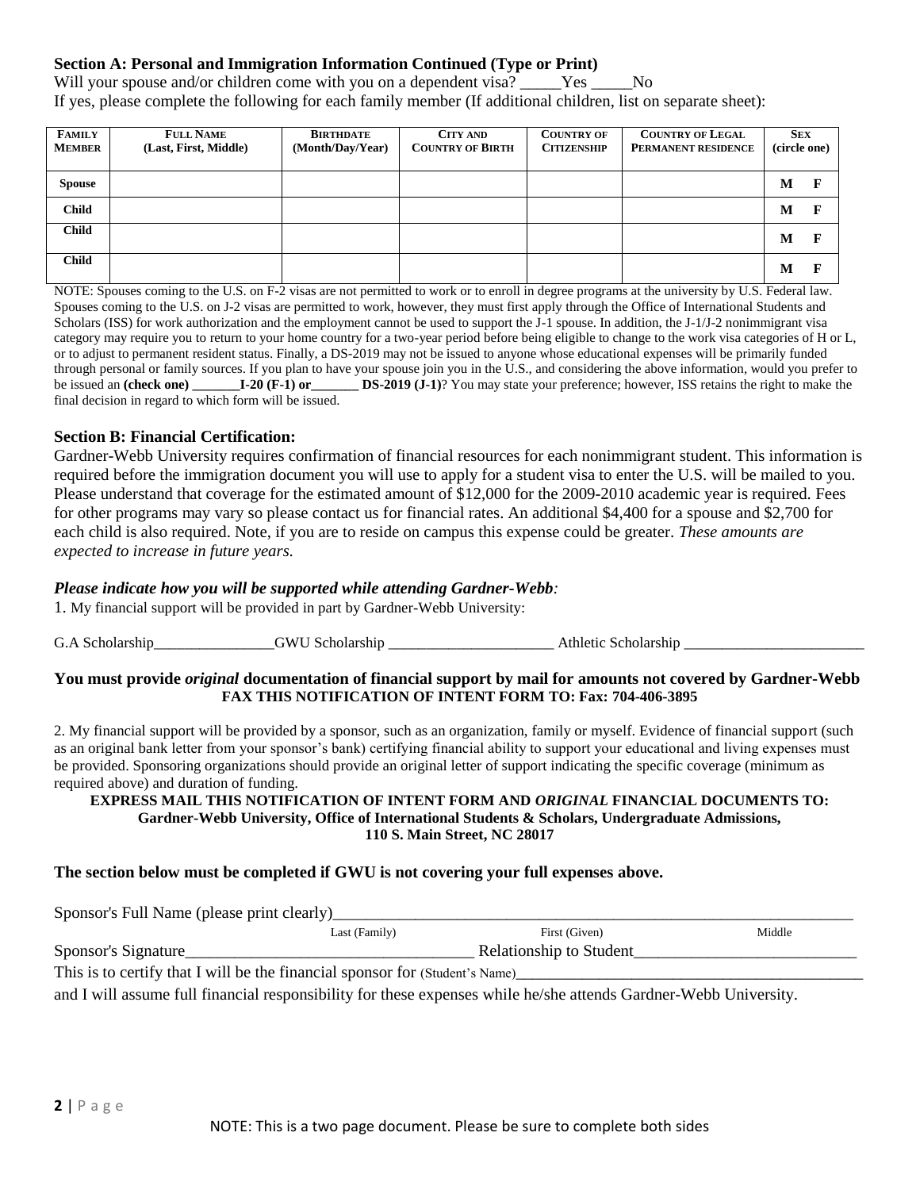### Section A: Personal and Immigration Information Continued (Type or Print)

Will your spouse and/or children come with you on a dependent visa? _____Yes _____No

If yes, please complete the following for each family member (If additional children, list on separate sheet):

| FAMILY MEMBER | FULL NAME (Last, First, Middle) | BIRTHDATE (Month/Day/Year) | CITY AND COUNTRY OF BIRTH | COUNTRY OF CITIZENSHIP | COUNTRY OF LEGAL PERMANENT RESIDENCE | SEX (circle one) |
|---|---|---|---|---|---|---|
| **Spouse** | | | | | | **M F** |
| **Child** | | | | | | **M F** |
| **Child** | | | | | | **M F** |
| **Child** | | | | | | **M F** |

NOTE: Spouses coming to the U.S. on F-2 visas are not permitted to work or to enroll in degree programs at the university by U.S. Federal law. Spouses coming to the U.S. on J-2 visas are permitted to work, however, they must first apply through the Office of International Students and Scholars (ISS) for work authorization and the employment cannot be used to support the J-1 spouse. In addition, the J-1/J-2 nonimmigrant visa category may require you to return to your home country for a two-year period before being eligible to change to the work visa categories of H or L, or to adjust to permanent resident status. Finally, a DS-2019 may not be issued to anyone whose educational expenses will be primarily funded through personal or family sources. If you plan to have your spouse join you in the U.S., and considering the above information, would you prefer to be issued an **(check one) _______I-20 (F-1) or_______ DS-2019 (J-1)**? You may state your preference; however, ISS retains the right to make the final decision in regard to which form will be issued.

### Section B: Financial Certification:

Gardner-Webb University requires confirmation of financial resources for each nonimmigrant student. This information is required before the immigration document you will use to apply for a student visa to enter the U.S. will be mailed to you. Please understand that coverage for the estimated amount of $12,000 for the 2009-2010 academic year is required. Fees for other programs may vary so please contact us for financial rates. An additional $4,400 for a spouse and $2,700 for each child is also required. Note, if you are to reside on campus this expense could be greater. *These amounts are expected to increase in future years.*

***Please indicate how you will be supported while attending Gardner-Webb:***

1. My financial support will be provided in part by Gardner-Webb University:

G.A Scholarship________________GWU Scholarship ______________________ Athletic Scholarship ________________________

**You must provide *original* documentation of financial support by mail for amounts not covered by Gardner-Webb**
**FAX THIS NOTIFICATION OF INTENT FORM TO: Fax: 704-406-3895**

2. My financial support will be provided by a sponsor, such as an organization, family or myself. Evidence of financial support (such as an original bank letter from your sponsor's bank) certifying financial ability to support your educational and living expenses must be provided. Sponsoring organizations should provide an original letter of support indicating the specific coverage (minimum as required above) and duration of funding.

**EXPRESS MAIL THIS NOTIFICATION OF INTENT FORM AND *ORIGINAL* FINANCIAL DOCUMENTS TO:**
**Gardner-Webb University, Office of International Students & Scholars, Undergraduate Admissions,**
**110 S. Main Street, NC 28017**

**The section below must be completed if GWU is not covering your full expenses above.**

Sponsor's Full Name (please print clearly)______________________________________________________________
Last (Family) First (Given) Middle

Sponsor's Signature__________________________________ Relationship to Student___________________________

This is to certify that I will be the financial sponsor for (Student's Name)____________________________________________

and I will assume full financial responsibility for these expenses while he/she attends Gardner-Webb University.

NOTE: This is a two page document. Please be sure to complete both sides